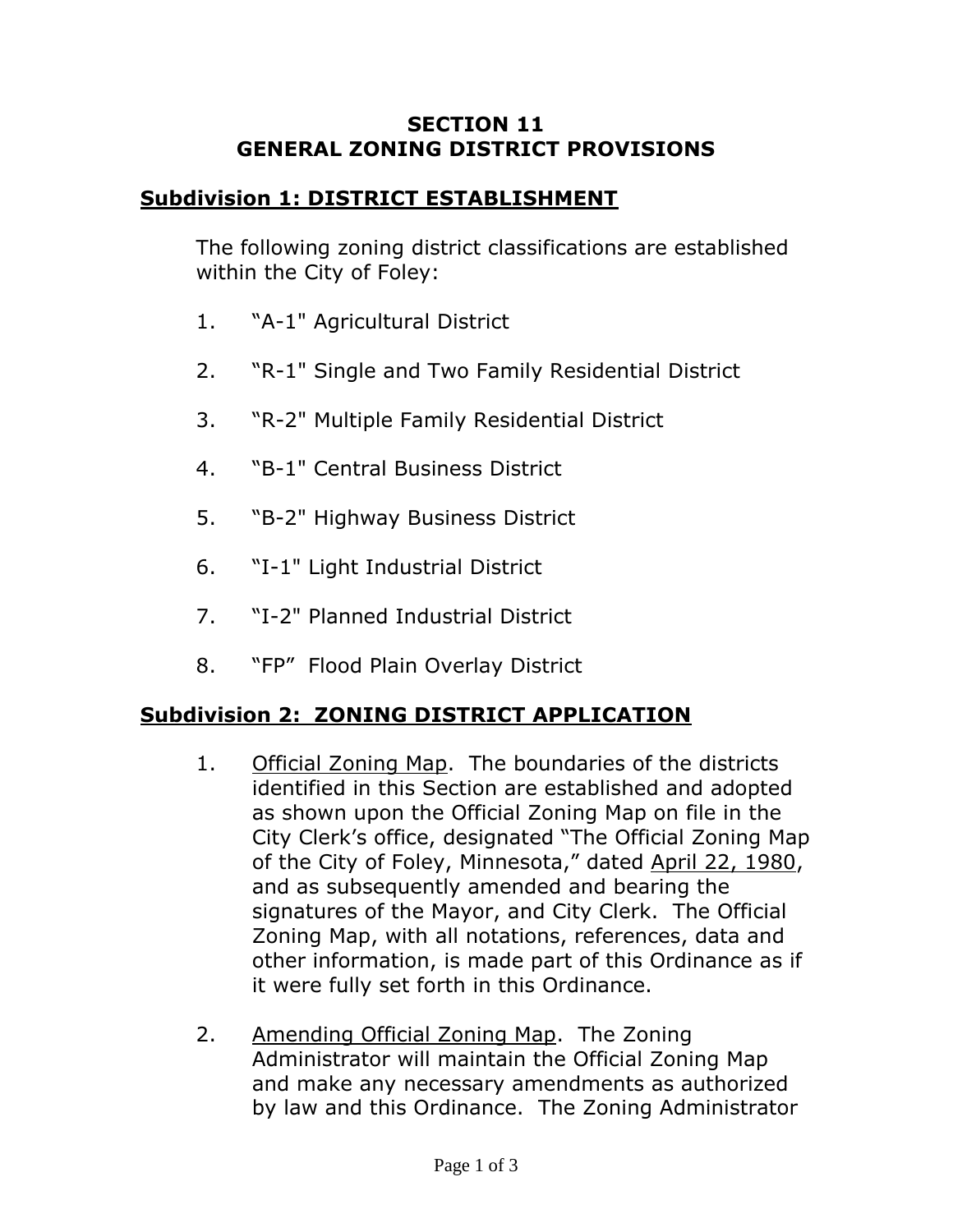# SECTION 11
# GENERAL ZONING DISTRICT PROVISIONS

## Subdivision 1: DISTRICT ESTABLISHMENT

The following zoning district classifications are established within the City of Foley:

1. "A-1" Agricultural District
2. "R-1" Single and Two Family Residential District
3. "R-2" Multiple Family Residential District
4. "B-1" Central Business District
5. "B-2" Highway Business District
6. "I-1" Light Industrial District
7. "I-2" Planned Industrial District
8. "FP" Flood Plain Overlay District

## Subdivision 2: ZONING DISTRICT APPLICATION

1. Official Zoning Map. The boundaries of the districts identified in this Section are established and adopted as shown upon the Official Zoning Map on file in the City Clerk's office, designated "The Official Zoning Map of the City of Foley, Minnesota," dated April 22, 1980, and as subsequently amended and bearing the signatures of the Mayor, and City Clerk. The Official Zoning Map, with all notations, references, data and other information, is made part of this Ordinance as if it were fully set forth in this Ordinance.

2. Amending Official Zoning Map. The Zoning Administrator will maintain the Official Zoning Map and make any necessary amendments as authorized by law and this Ordinance. The Zoning Administrator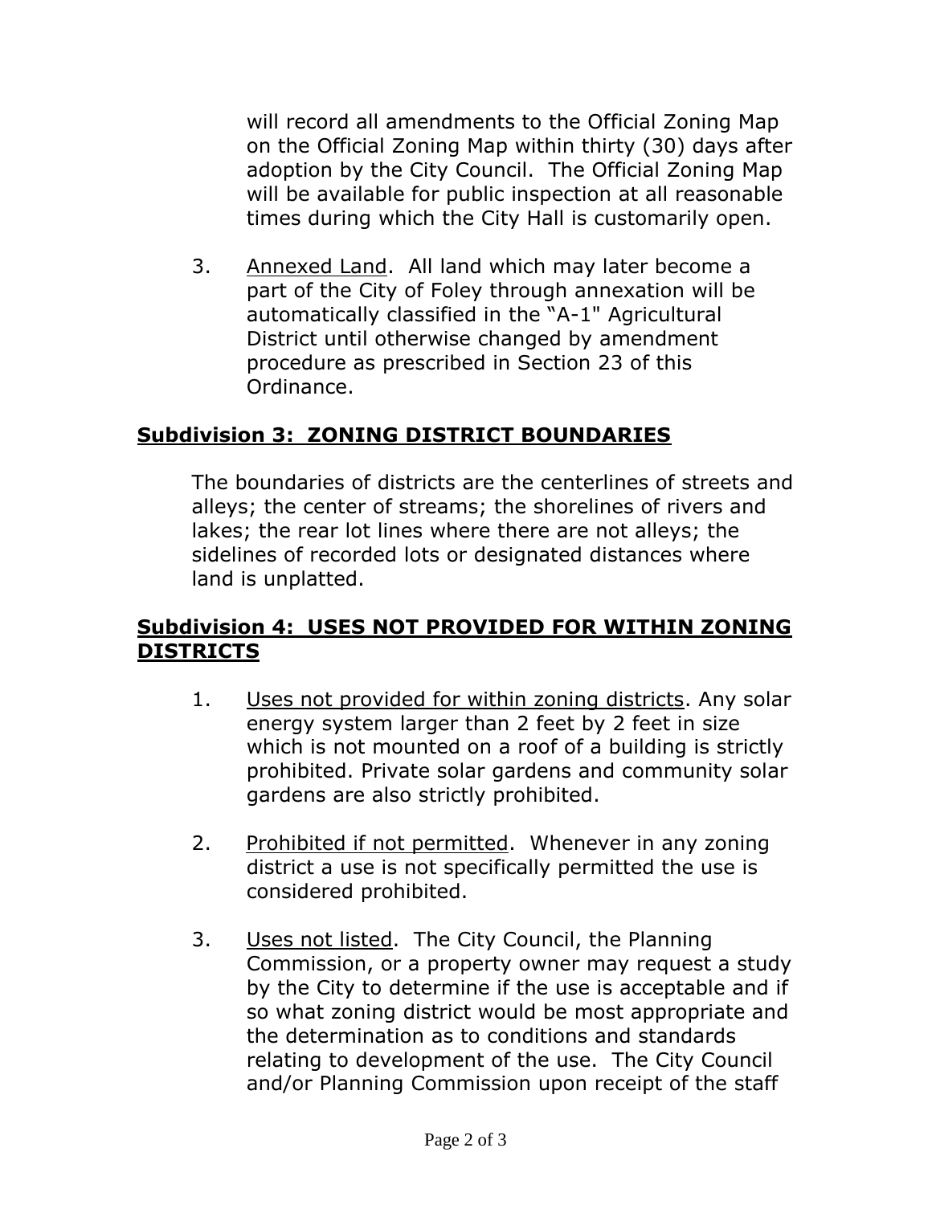will record all amendments to the Official Zoning Map on the Official Zoning Map within thirty (30) days after adoption by the City Council. The Official Zoning Map will be available for public inspection at all reasonable times during which the City Hall is customarily open.

3. Annexed Land. All land which may later become a part of the City of Foley through annexation will be automatically classified in the "A-1" Agricultural District until otherwise changed by amendment procedure as prescribed in Section 23 of this Ordinance.

## Subdivision 3: ZONING DISTRICT BOUNDARIES

The boundaries of districts are the centerlines of streets and alleys; the center of streams; the shorelines of rivers and lakes; the rear lot lines where there are not alleys; the sidelines of recorded lots or designated distances where land is unplatted.

## Subdivision 4: USES NOT PROVIDED FOR WITHIN ZONING DISTRICTS

1. Uses not provided for within zoning districts. Any solar energy system larger than 2 feet by 2 feet in size which is not mounted on a roof of a building is strictly prohibited. Private solar gardens and community solar gardens are also strictly prohibited.

2. Prohibited if not permitted. Whenever in any zoning district a use is not specifically permitted the use is considered prohibited.

3. Uses not listed. The City Council, the Planning Commission, or a property owner may request a study by the City to determine if the use is acceptable and if so what zoning district would be most appropriate and the determination as to conditions and standards relating to development of the use. The City Council and/or Planning Commission upon receipt of the staff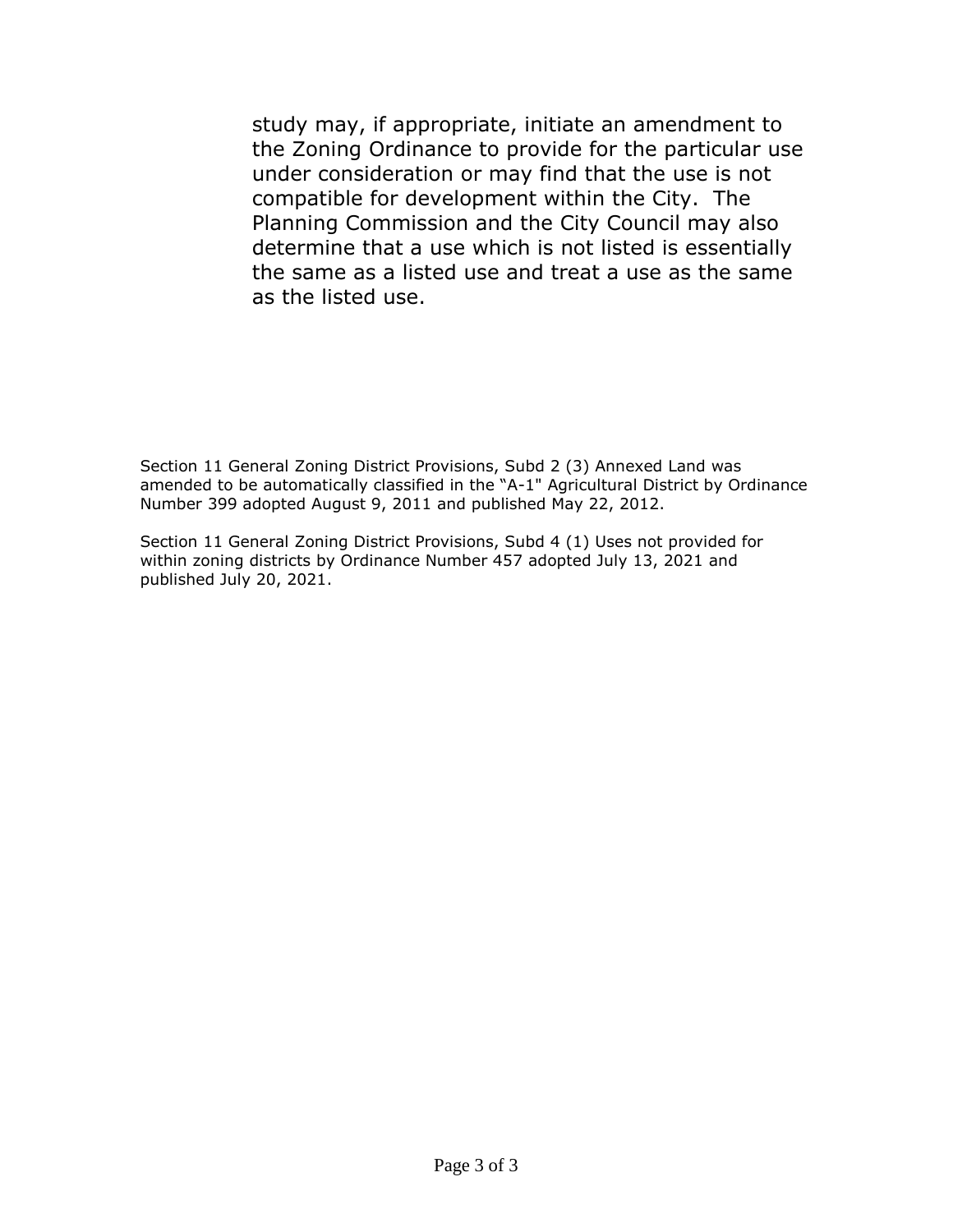study may, if appropriate, initiate an amendment to the Zoning Ordinance to provide for the particular use under consideration or may find that the use is not compatible for development within the City. The Planning Commission and the City Council may also determine that a use which is not listed is essentially the same as a listed use and treat a use as the same as the listed use.

Section 11 General Zoning District Provisions, Subd 2 (3) Annexed Land was amended to be automatically classified in the "A-1" Agricultural District by Ordinance Number 399 adopted August 9, 2011 and published May 22, 2012.

Section 11 General Zoning District Provisions, Subd 4 (1) Uses not provided for within zoning districts by Ordinance Number 457 adopted July 13, 2021 and published July 20, 2021.